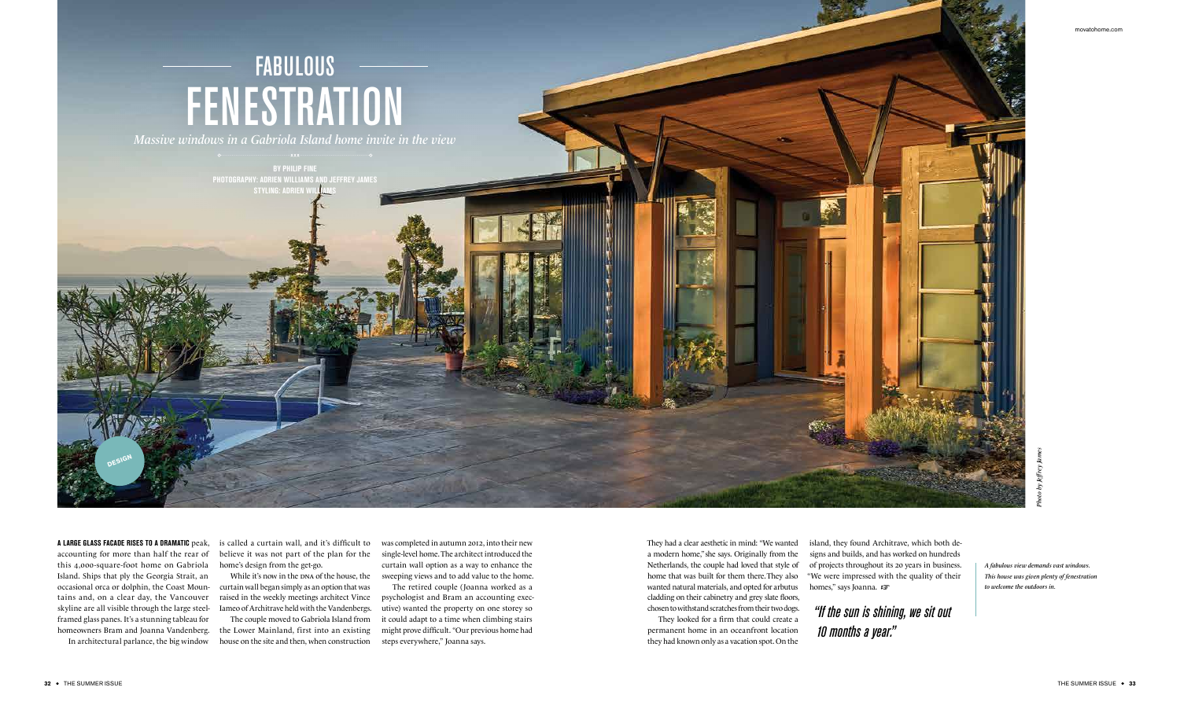# FABULOUS FENESTRATION

*Massive windows in a Gabriola Island home invite in the view*

BY PHILIP FINE
PHOTOGRAPHY: ADRIEN WILLIAMS AND JEFFREY JAMES
STYLING: ADRIEN WILLIAMS

DESIGN

**A LARGE GLASS FACADE RISES TO A DRAMATIC** peak, accounting for more than half the rear of this 4,000-square-foot home on Gabriola Island. Ships that ply the Georgia Strait, an occasional orca or dolphin, the Coast Mountains and, on a clear day, the Vancouver skyline are all visible through the large steel-framed glass panes. It's a stunning tableau for homeowners Bram and Joanna Vandenberg.

In architectural parlance, the big window is called a curtain wall, and it's difficult to believe it was not part of the plan for the home's design from the get-go.

While it's now in the DNA of the house, the curtain wall began simply as an option that was raised in the weekly meetings architect Vince Iameo of Architrave held with the Vandenbergs.

The couple moved to Gabriola Island from the Lower Mainland, first into an existing house on the site and then, when construction was completed in autumn 2012, into their new single-level home. The architect introduced the curtain wall option as a way to enhance the sweeping views and to add value to the home.

The retired couple (Joanna worked as a psychologist and Bram an accounting executive) wanted the property on one storey so it could adapt to a time when climbing stairs might prove difficult. "Our previous home had steps everywhere," Joanna says.

They had a clear aesthetic in mind: "We wanted a modern home," she says. Originally from the Netherlands, the couple had loved that style of home that was built for them there. They also wanted natural materials, and opted for arbutus cladding on their cabinetry and grey slate floors, chosen to withstand scratches from their two dogs.

They looked for a firm that could create a permanent home in an oceanfront location they had known only as a vacation spot. On the island, they found Architrave, which both designs and builds, and has worked on hundreds of projects throughout its 20 years in business. "We were impressed with the quality of their homes," says Joanna.

> *"If the sun is shining, we sit out 10 months a year."*

*A fabulous view demands vast windows. This house was given plenty of fenestration to welcome the outdoors in.*

*Photo by Jeffrey James*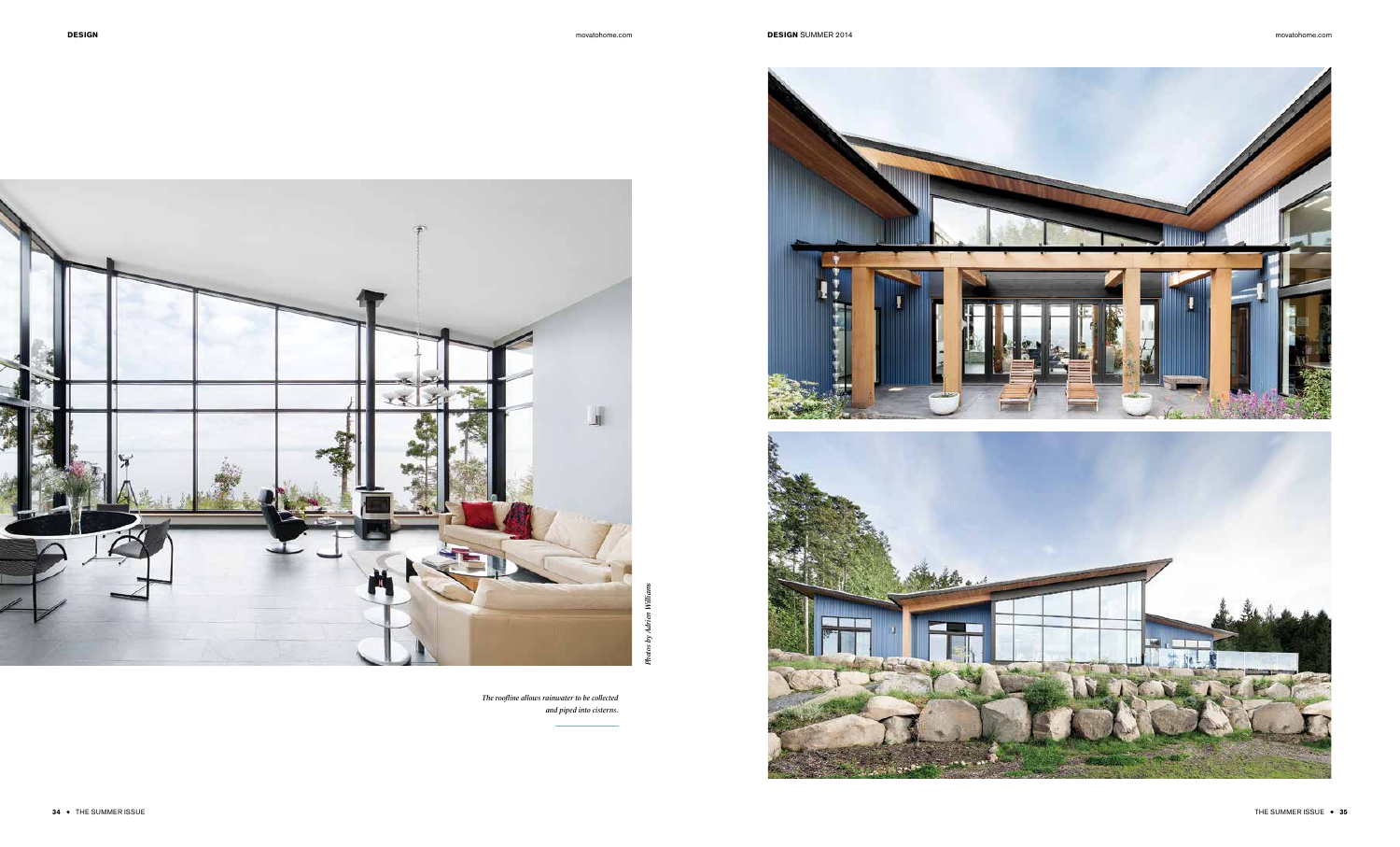*Photos by Adrien Williams*

*The roofline allows rainwater to be collected and piped into cisterns.*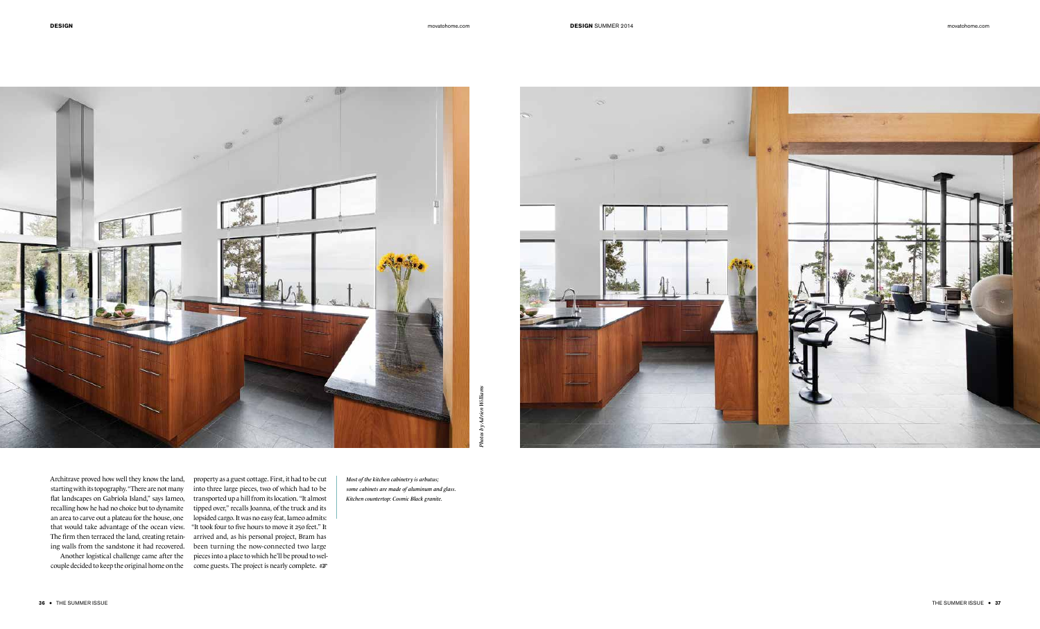Architrave proved how well they know the land, starting with its topography. "There are not many flat landscapes on Gabriola Island," says Iameo, recalling how he had no choice but to dynamite an area to carve out a plateau for the house, one that would take advantage of the ocean view. The firm then terraced the land, creating retaining walls from the sandstone it had recovered.

Another logistical challenge came after the couple decided to keep the original home on the property as a guest cottage. First, it had to be cut into three large pieces, two of which had to be transported up a hill from its location. "It almost tipped over," recalls Joanna, of the truck and its lopsided cargo. It was no easy feat, Iameo admits: "It took four to five hours to move it 250 feet." It arrived and, as his personal project, Bram has been turning the now-connected two large pieces into a place to which he'll be proud to welcome guests. The project is nearly complete.

*Most of the kitchen cabinetry is arbutus; some cabinets are made of aluminum and glass. Kitchen countertop: Cosmic Black granite.*

*Photos by Adrien Williams*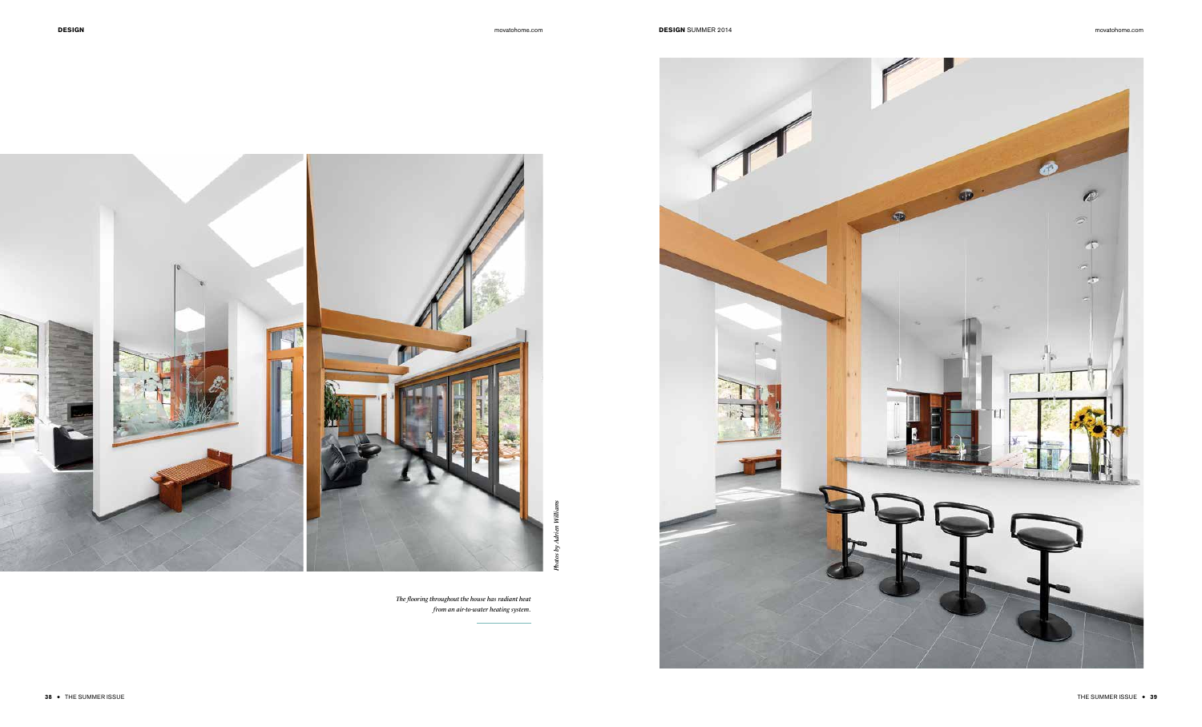*The flooring throughout the house has radiant heat from an air-to-water heating system.*

*Photos by Adrien Williams*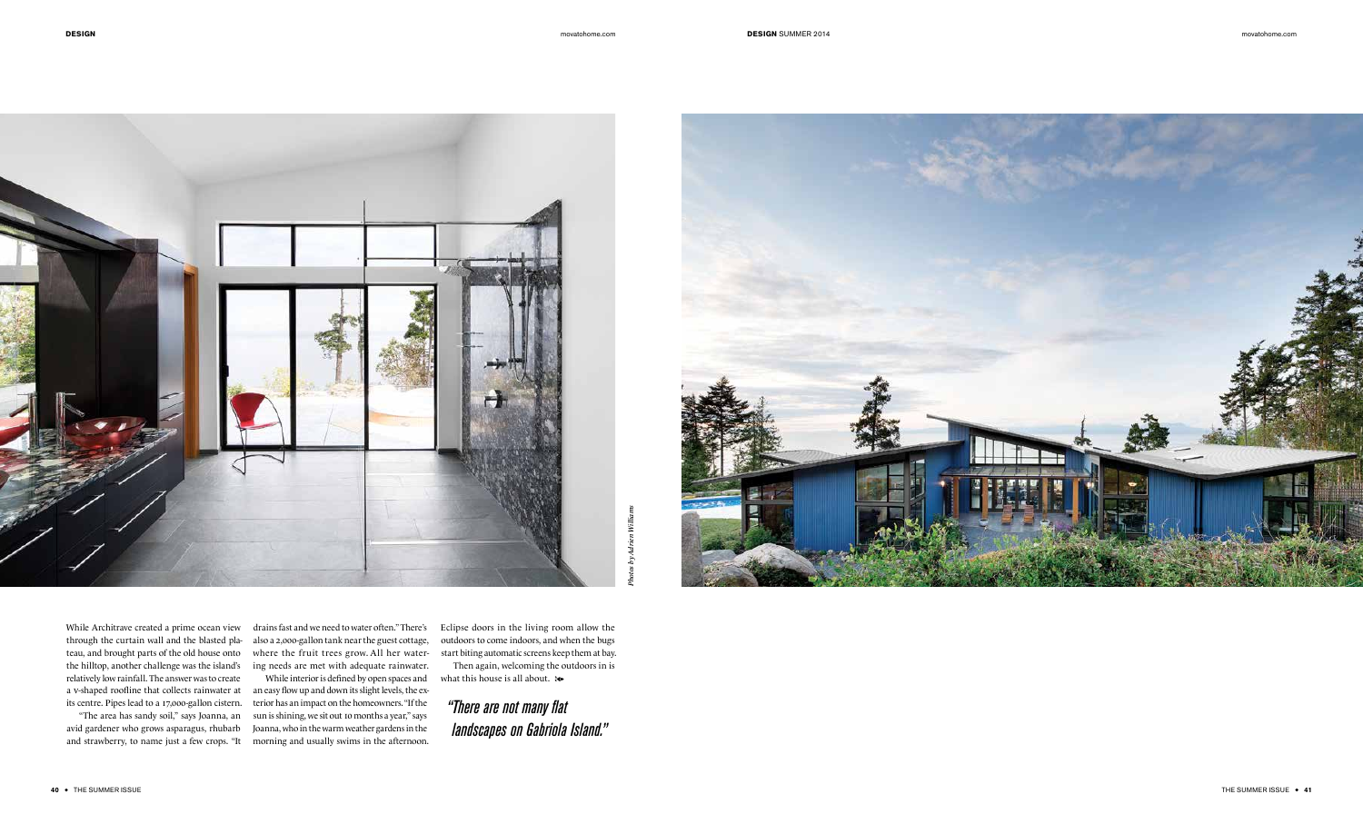*Photos by Adrien Williams*

While Architrave created a prime ocean view through the curtain wall and the blasted plateau, and brought parts of the old house onto the hilltop, another challenge was the island's relatively low rainfall. The answer was to create a v-shaped roofline that collects rainwater at its centre. Pipes lead to a 17,000-gallon cistern.

"The area has sandy soil," says Joanna, an avid gardener who grows asparagus, rhubarb and strawberry, to name just a few crops. "It drains fast and we need to water often." There's also a 2,000-gallon tank near the guest cottage, where the fruit trees grow. All her watering needs are met with adequate rainwater.

While interior is defined by open spaces and an easy flow up and down its slight levels, the exterior has an impact on the homeowners. "If the sun is shining, we sit out 10 months a year," says Joanna, who in the warm weather gardens in the morning and usually swims in the afternoon. Eclipse doors in the living room allow the outdoors to come indoors, and when the bugs start biting automatic screens keep them at bay.

Then again, welcoming the outdoors in is what this house is all about.

*"There are not many flat landscapes on Gabriola Island."*